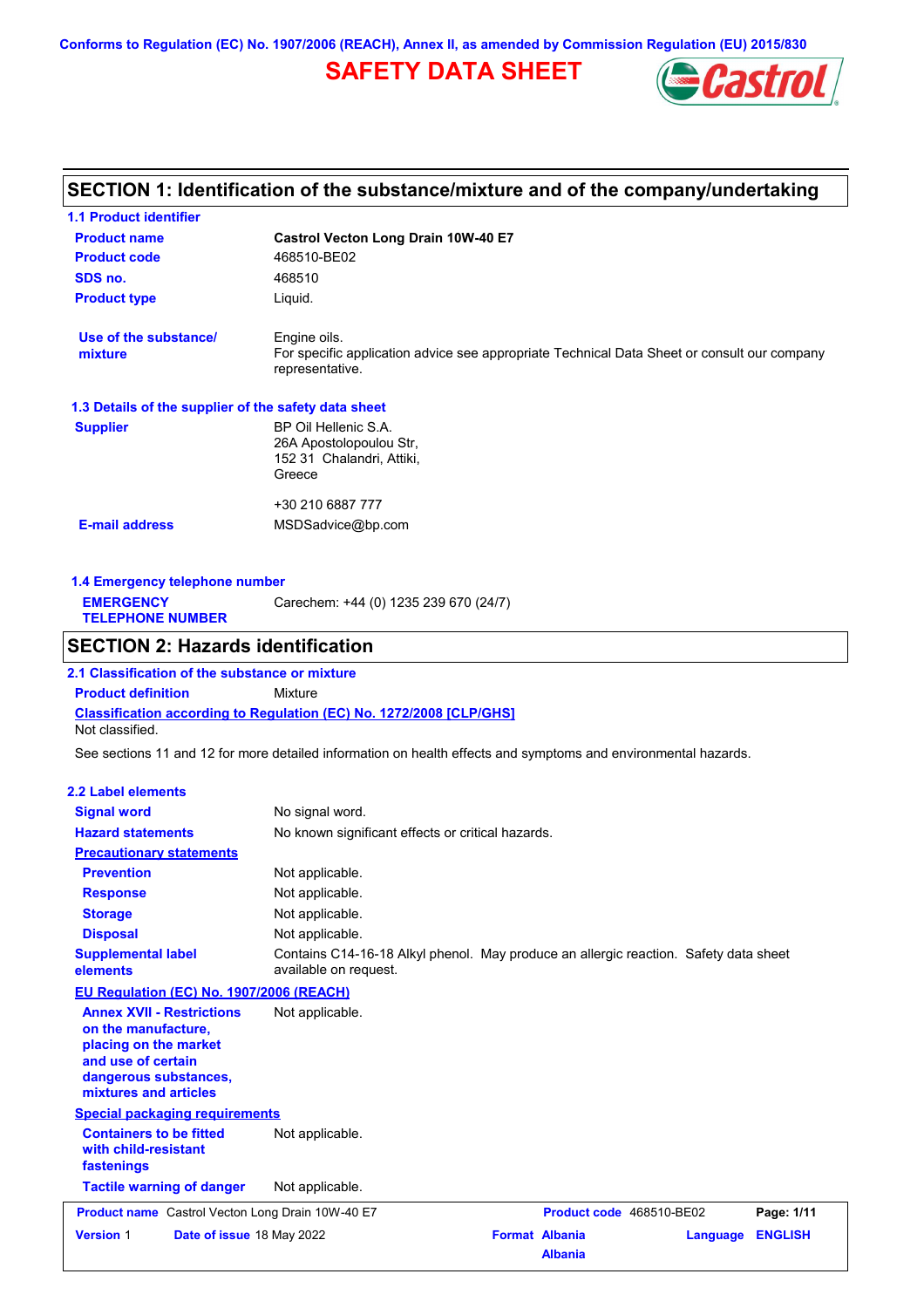Conforms to Regulation (EC) No. 1907/2006 (REACH), Annex II, as amended by Commission Regulation (EU) 2015/830

# SAFETY DATA SHEET

## SECTION 1: Identification of the substance/mixture and of the company/undertaking

### 1.1 Product identifier

| | |
|---|---|
| **Product name** | **Castrol Vecton Long Drain 10W-40 E7** |
| **Product code** | 468510-BE02 |
| **SDS no.** | 468510 |
| **Product type** | Liquid. |
| **Use of the substance/ mixture** | Engine oils. For specific application advice see appropriate Technical Data Sheet or consult our company representative. |

### 1.3 Details of the supplier of the safety data sheet

| | |
|---|---|
| **Supplier** | BP Oil Hellenic S.A.<br>26A Apostolopoulou Str,<br>152 31 Chalandri, Attiki,<br>Greece<br><br>+30 210 6887 777 |
| **E-mail address** | MSDSadvice@bp.com |

### 1.4 Emergency telephone number

| | |
|---|---|
| **EMERGENCY TELEPHONE NUMBER** | Carechem: +44 (0) 1235 239 670 (24/7) |

## SECTION 2: Hazards identification

### 2.1 Classification of the substance or mixture

**Product definition** Mixture

**Classification according to Regulation (EC) No. 1272/2008 [CLP/GHS]**

Not classified.

See sections 11 and 12 for more detailed information on health effects and symptoms and environmental hazards.

### 2.2 Label elements

| | |
|---|---|
| **Signal word** | No signal word. |
| **Hazard statements** | No known significant effects or critical hazards. |
| **Precautionary statements** | |
| **Prevention** | Not applicable. |
| **Response** | Not applicable. |
| **Storage** | Not applicable. |
| **Disposal** | Not applicable. |
| **Supplemental label elements** | Contains C14-16-18 Alkyl phenol. May produce an allergic reaction. Safety data sheet available on request. |

**EU Regulation (EC) No. 1907/2006 (REACH)**

| | |
|---|---|
| **Annex XVII - Restrictions on the manufacture, placing on the market and use of certain dangerous substances, mixtures and articles** | Not applicable. |

**Special packaging requirements**

| | |
|---|---|
| **Containers to be fitted with child-resistant fastenings** | Not applicable. |
| **Tactile warning of danger** | Not applicable. |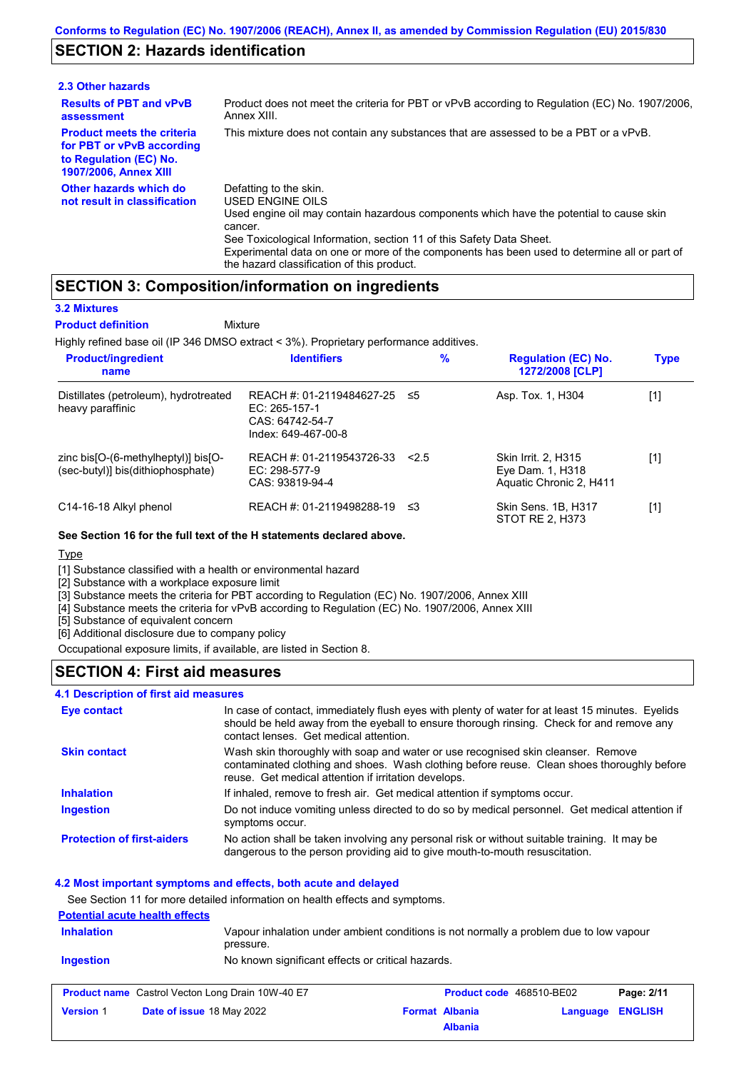## SECTION 2: Hazards identification

### 2.3 Other hazards

**Results of PBT and vPvB assessment**
Product does not meet the criteria for PBT or vPvB according to Regulation (EC) No. 1907/2006, Annex XIII.

**Product meets the criteria for PBT or vPvB according to Regulation (EC) No. 1907/2006, Annex XIII**
This mixture does not contain any substances that are assessed to be a PBT or a vPvB.

**Other hazards which do not result in classification**
Defatting to the skin.
USED ENGINE OILS
Used engine oil may contain hazardous components which have the potential to cause skin cancer.
See Toxicological Information, section 11 of this Safety Data Sheet.
Experimental data on one or more of the components has been used to determine all or part of the hazard classification of this product.

## SECTION 3: Composition/information on ingredients

### 3.2 Mixtures

**Product definition** Mixture

Highly refined base oil (IP 346 DMSO extract < 3%). Proprietary performance additives.

| Product/ingredient name | Identifiers | % | Regulation (EC) No. 1272/2008 [CLP] | Type |
|---|---|---|---|---|
| Distillates (petroleum), hydrotreated heavy paraffinic | REACH #: 01-2119484627-25<br>EC: 265-157-1<br>CAS: 64742-54-7<br>Index: 649-467-00-8 | ≤5 | Asp. Tox. 1, H304 | [1] |
| zinc bis[O-(6-methylheptyl)] bis[O-(sec-butyl)] bis(dithiophosphate) | REACH #: 01-2119543726-33<br>EC: 298-577-9<br>CAS: 93819-94-4 | <2.5 | Skin Irrit. 2, H315<br>Eye Dam. 1, H318<br>Aquatic Chronic 2, H411 | [1] |
| C14-16-18 Alkyl phenol | REACH #: 01-2119498288-19 | ≤3 | Skin Sens. 1B, H317<br>STOT RE 2, H373 | [1] |

**See Section 16 for the full text of the H statements declared above.**

Type

[1] Substance classified with a health or environmental hazard
[2] Substance with a workplace exposure limit
[3] Substance meets the criteria for PBT according to Regulation (EC) No. 1907/2006, Annex XIII
[4] Substance meets the criteria for vPvB according to Regulation (EC) No. 1907/2006, Annex XIII
[5] Substance of equivalent concern
[6] Additional disclosure due to company policy

Occupational exposure limits, if available, are listed in Section 8.

## SECTION 4: First aid measures

### 4.1 Description of first aid measures

**Eye contact**
In case of contact, immediately flush eyes with plenty of water for at least 15 minutes. Eyelids should be held away from the eyeball to ensure thorough rinsing. Check for and remove any contact lenses. Get medical attention.

**Skin contact**
Wash skin thoroughly with soap and water or use recognised skin cleanser. Remove contaminated clothing and shoes. Wash clothing before reuse. Clean shoes thoroughly before reuse. Get medical attention if irritation develops.

**Inhalation**
If inhaled, remove to fresh air. Get medical attention if symptoms occur.

**Ingestion**
Do not induce vomiting unless directed to do so by medical personnel. Get medical attention if symptoms occur.

**Protection of first-aiders**
No action shall be taken involving any personal risk or without suitable training. It may be dangerous to the person providing aid to give mouth-to-mouth resuscitation.

### 4.2 Most important symptoms and effects, both acute and delayed

See Section 11 for more detailed information on health effects and symptoms.

**Potential acute health effects**

**Inhalation**
Vapour inhalation under ambient conditions is not normally a problem due to low vapour pressure.

**Ingestion**
No known significant effects or critical hazards.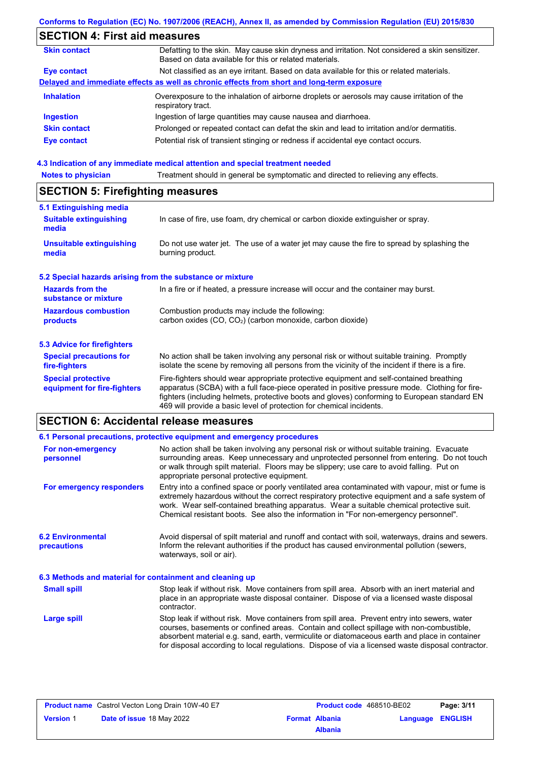## SECTION 4: First aid measures

| | |
|---|---|
| **Skin contact** | Defatting to the skin. May cause skin dryness and irritation. Not classified as a skin sensitizer. Based on data available for this or related materials. |
| **Eye contact** | Not classified as an eye irritant. Based on data available for this or related materials. |

**Delayed and immediate effects as well as chronic effects from short and long-term exposure**

| | |
|---|---|
| **Inhalation** | Overexposure to the inhalation of airborne droplets or aerosols may cause irritation of the respiratory tract. |
| **Ingestion** | Ingestion of large quantities may cause nausea and diarrhoea. |
| **Skin contact** | Prolonged or repeated contact can defat the skin and lead to irritation and/or dermatitis. |
| **Eye contact** | Potential risk of transient stinging or redness if accidental eye contact occurs. |

### 4.3 Indication of any immediate medical attention and special treatment needed

| | |
|---|---|
| **Notes to physician** | Treatment should in general be symptomatic and directed to relieving any effects. |

## SECTION 5: Firefighting measures

### 5.1 Extinguishing media

| | |
|---|---|
| **Suitable extinguishing media** | In case of fire, use foam, dry chemical or carbon dioxide extinguisher or spray. |
| **Unsuitable extinguishing media** | Do not use water jet. The use of a water jet may cause the fire to spread by splashing the burning product. |

### 5.2 Special hazards arising from the substance or mixture

| | |
|---|---|
| **Hazards from the substance or mixture** | In a fire or if heated, a pressure increase will occur and the container may burst. |
| **Hazardous combustion products** | Combustion products may include the following: carbon oxides (CO, $CO_2$) (carbon monoxide, carbon dioxide) |

### 5.3 Advice for firefighters

| | |
|---|---|
| **Special precautions for fire-fighters** | No action shall be taken involving any personal risk or without suitable training. Promptly isolate the scene by removing all persons from the vicinity of the incident if there is a fire. |
| **Special protective equipment for fire-fighters** | Fire-fighters should wear appropriate protective equipment and self-contained breathing apparatus (SCBA) with a full face-piece operated in positive pressure mode. Clothing for fire-fighters (including helmets, protective boots and gloves) conforming to European standard EN 469 will provide a basic level of protection for chemical incidents. |

## SECTION 6: Accidental release measures

### 6.1 Personal precautions, protective equipment and emergency procedures

| | |
|---|---|
| **For non-emergency personnel** | No action shall be taken involving any personal risk or without suitable training. Evacuate surrounding areas. Keep unnecessary and unprotected personnel from entering. Do not touch or walk through spilt material. Floors may be slippery; use care to avoid falling. Put on appropriate personal protective equipment. |
| **For emergency responders** | Entry into a confined space or poorly ventilated area contaminated with vapour, mist or fume is extremely hazardous without the correct respiratory protective equipment and a safe system of work. Wear self-contained breathing apparatus. Wear a suitable chemical protective suit. Chemical resistant boots. See also the information in "For non-emergency personnel". |

| | |
|---|---|
| **6.2 Environmental precautions** | Avoid dispersal of spilt material and runoff and contact with soil, waterways, drains and sewers. Inform the relevant authorities if the product has caused environmental pollution (sewers, waterways, soil or air). |

### 6.3 Methods and material for containment and cleaning up

| | |
|---|---|
| **Small spill** | Stop leak if without risk. Move containers from spill area. Absorb with an inert material and place in an appropriate waste disposal container. Dispose of via a licensed waste disposal contractor. |
| **Large spill** | Stop leak if without risk. Move containers from spill area. Prevent entry into sewers, water courses, basements or confined areas. Contain and collect spillage with non-combustible, absorbent material e.g. sand, earth, vermiculite or diatomaceous earth and place in container for disposal according to local regulations. Dispose of via a licensed waste disposal contractor. |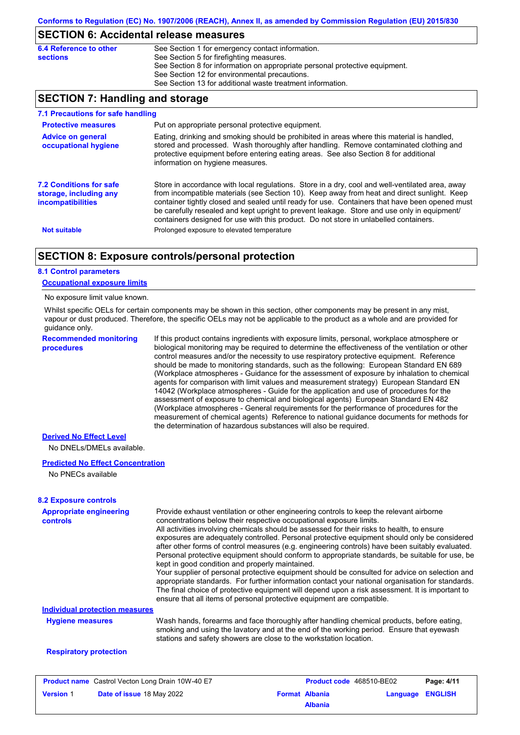## SECTION 6: Accidental release measures

**6.4 Reference to other sections**

See Section 1 for emergency contact information.
See Section 5 for firefighting measures.
See Section 8 for information on appropriate personal protective equipment.
See Section 12 for environmental precautions.
See Section 13 for additional waste treatment information.

## SECTION 7: Handling and storage

### 7.1 Precautions for safe handling

**Protective measures**

Put on appropriate personal protective equipment.

**Advice on general occupational hygiene**

Eating, drinking and smoking should be prohibited in areas where this material is handled, stored and processed. Wash thoroughly after handling. Remove contaminated clothing and protective equipment before entering eating areas. See also Section 8 for additional information on hygiene measures.

### 7.2 Conditions for safe storage, including any incompatibilities

Store in accordance with local regulations. Store in a dry, cool and well-ventilated area, away from incompatible materials (see Section 10). Keep away from heat and direct sunlight. Keep container tightly closed and sealed until ready for use. Containers that have been opened must be carefully resealed and kept upright to prevent leakage. Store and use only in equipment/ containers designed for use with this product. Do not store in unlabelled containers.

**Not suitable**

Prolonged exposure to elevated temperature

## SECTION 8: Exposure controls/personal protection

### 8.1 Control parameters

**Occupational exposure limits**

No exposure limit value known.

Whilst specific OELs for certain components may be shown in this section, other components may be present in any mist, vapour or dust produced. Therefore, the specific OELs may not be applicable to the product as a whole and are provided for guidance only.

**Recommended monitoring procedures**

If this product contains ingredients with exposure limits, personal, workplace atmosphere or biological monitoring may be required to determine the effectiveness of the ventilation or other control measures and/or the necessity to use respiratory protective equipment. Reference should be made to monitoring standards, such as the following: European Standard EN 689 (Workplace atmospheres - Guidance for the assessment of exposure by inhalation to chemical agents for comparison with limit values and measurement strategy) European Standard EN 14042 (Workplace atmospheres - Guide for the application and use of procedures for the assessment of exposure to chemical and biological agents) European Standard EN 482 (Workplace atmospheres - General requirements for the performance of procedures for the measurement of chemical agents) Reference to national guidance documents for methods for the determination of hazardous substances will also be required.

**Derived No Effect Level**

No DNELs/DMELs available.

**Predicted No Effect Concentration**

No PNECs available

### 8.2 Exposure controls

**Appropriate engineering controls**

Provide exhaust ventilation or other engineering controls to keep the relevant airborne concentrations below their respective occupational exposure limits.
All activities involving chemicals should be assessed for their risks to health, to ensure exposures are adequately controlled. Personal protective equipment should only be considered after other forms of control measures (e.g. engineering controls) have been suitably evaluated. Personal protective equipment should conform to appropriate standards, be suitable for use, be kept in good condition and properly maintained.
Your supplier of personal protective equipment should be consulted for advice on selection and appropriate standards. For further information contact your national organisation for standards. The final choice of protective equipment will depend upon a risk assessment. It is important to ensure that all items of personal protective equipment are compatible.

**Individual protection measures**

**Hygiene measures**

Wash hands, forearms and face thoroughly after handling chemical products, before eating, smoking and using the lavatory and at the end of the working period. Ensure that eyewash stations and safety showers are close to the workstation location.

**Respiratory protection**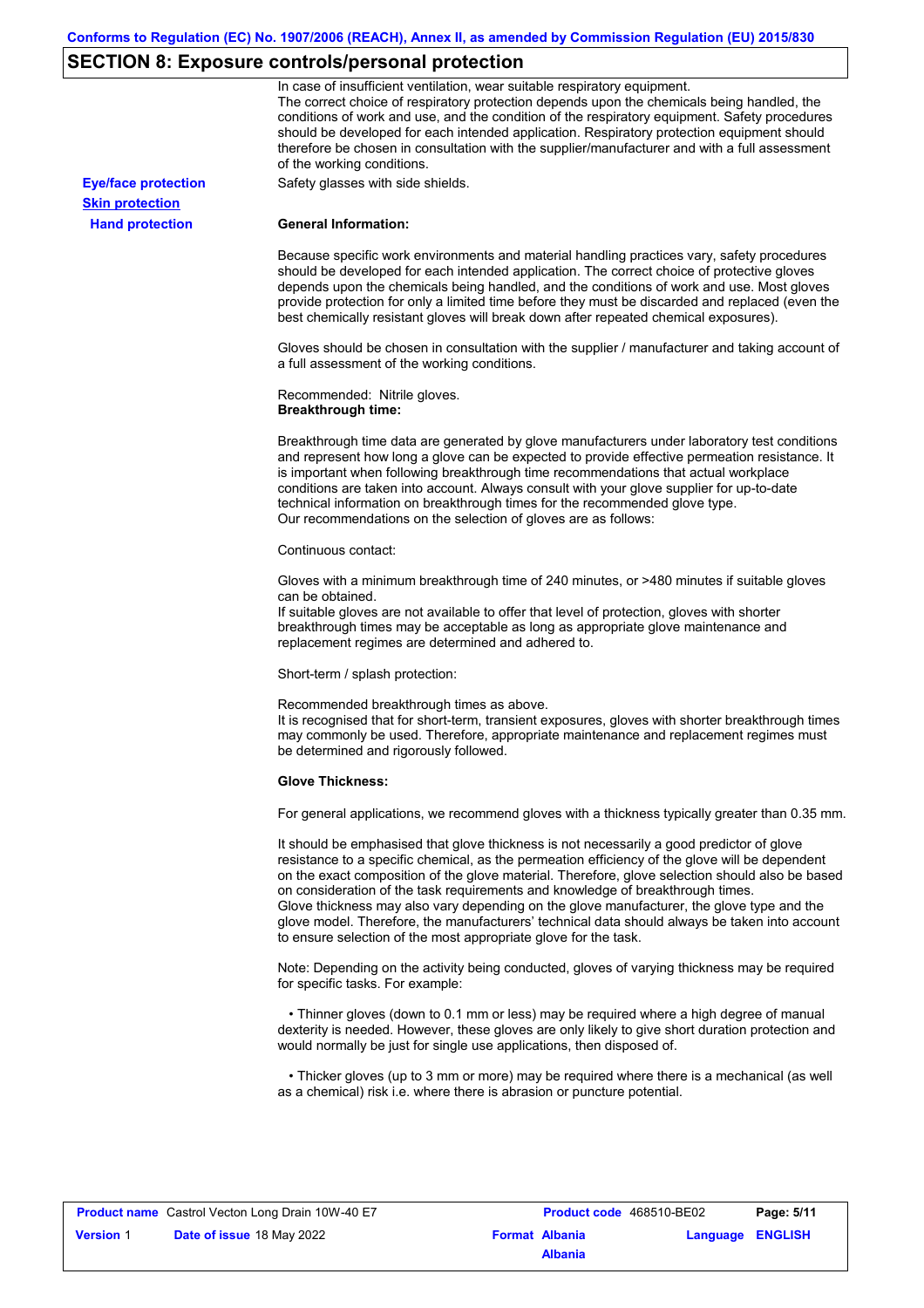## SECTION 8: Exposure controls/personal protection

In case of insufficient ventilation, wear suitable respiratory equipment.
The correct choice of respiratory protection depends upon the chemicals being handled, the conditions of work and use, and the condition of the respiratory equipment. Safety procedures should be developed for each intended application. Respiratory protection equipment should therefore be chosen in consultation with the supplier/manufacturer and with a full assessment of the working conditions.

**Eye/face protection** Safety glasses with side shields.

**Skin protection**

**Hand protection**

**General Information:**

Because specific work environments and material handling practices vary, safety procedures should be developed for each intended application. The correct choice of protective gloves depends upon the chemicals being handled, and the conditions of work and use. Most gloves provide protection for only a limited time before they must be discarded and replaced (even the best chemically resistant gloves will break down after repeated chemical exposures).

Gloves should be chosen in consultation with the supplier / manufacturer and taking account of a full assessment of the working conditions.

Recommended: Nitrile gloves.
**Breakthrough time:**

Breakthrough time data are generated by glove manufacturers under laboratory test conditions and represent how long a glove can be expected to provide effective permeation resistance. It is important when following breakthrough time recommendations that actual workplace conditions are taken into account. Always consult with your glove supplier for up-to-date technical information on breakthrough times for the recommended glove type.
Our recommendations on the selection of gloves are as follows:

Continuous contact:

Gloves with a minimum breakthrough time of 240 minutes, or >480 minutes if suitable gloves can be obtained.
If suitable gloves are not available to offer that level of protection, gloves with shorter breakthrough times may be acceptable as long as appropriate glove maintenance and replacement regimes are determined and adhered to.

Short-term / splash protection:

Recommended breakthrough times as above.
It is recognised that for short-term, transient exposures, gloves with shorter breakthrough times may commonly be used. Therefore, appropriate maintenance and replacement regimes must be determined and rigorously followed.

**Glove Thickness:**

For general applications, we recommend gloves with a thickness typically greater than 0.35 mm.

It should be emphasised that glove thickness is not necessarily a good predictor of glove resistance to a specific chemical, as the permeation efficiency of the glove will be dependent on the exact composition of the glove material. Therefore, glove selection should also be based on consideration of the task requirements and knowledge of breakthrough times.
Glove thickness may also vary depending on the glove manufacturer, the glove type and the glove model. Therefore, the manufacturers' technical data should always be taken into account to ensure selection of the most appropriate glove for the task.

Note: Depending on the activity being conducted, gloves of varying thickness may be required for specific tasks. For example:

- Thinner gloves (down to 0.1 mm or less) may be required where a high degree of manual dexterity is needed. However, these gloves are only likely to give short duration protection and would normally be just for single use applications, then disposed of.

- Thicker gloves (up to 3 mm or more) may be required where there is a mechanical (as well as a chemical) risk i.e. where there is abrasion or puncture potential.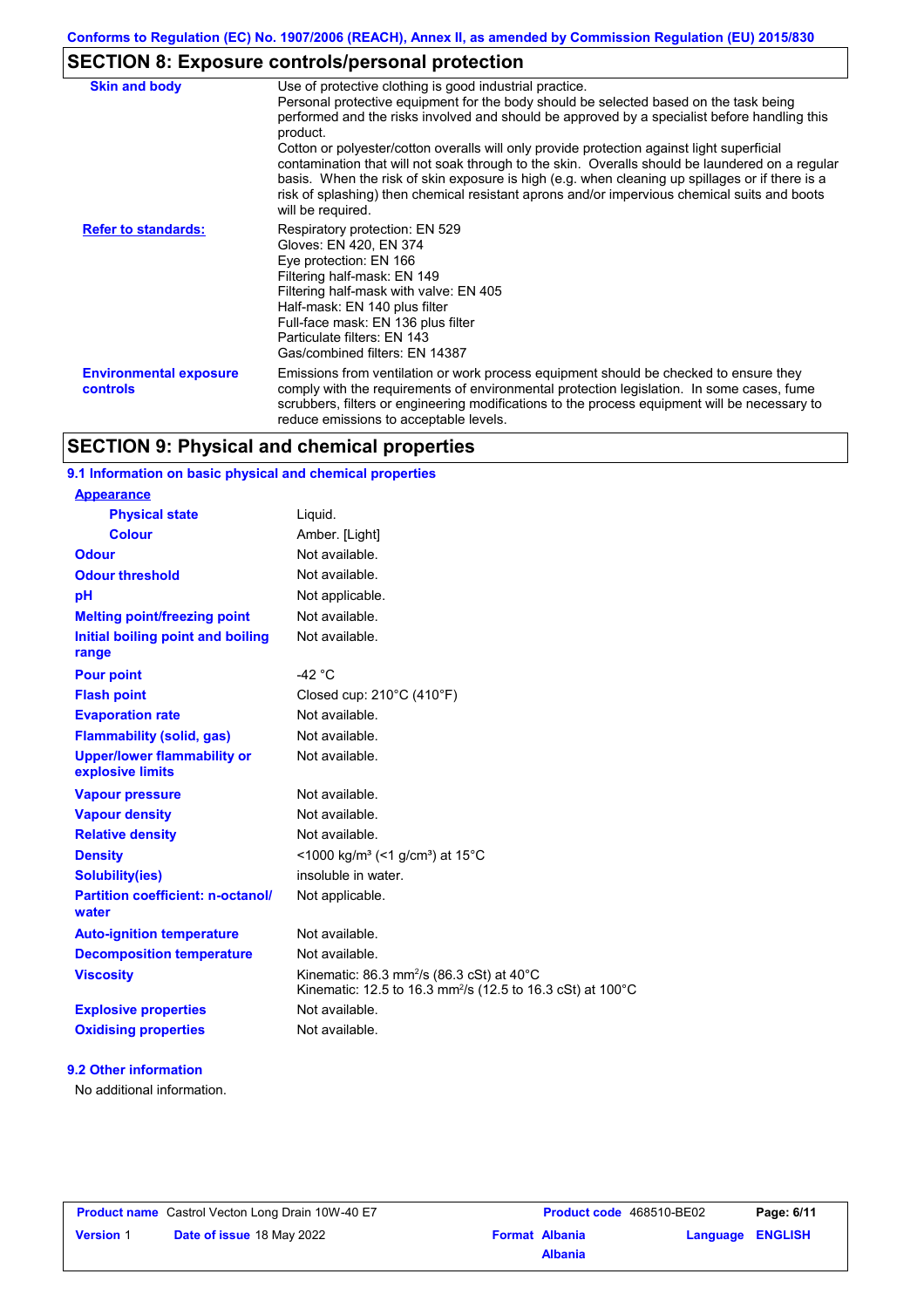## SECTION 8: Exposure controls/personal protection

| | |
|---|---|
| **Skin and body** | Use of protective clothing is good industrial practice.<br>Personal protective equipment for the body should be selected based on the task being performed and the risks involved and should be approved by a specialist before handling this product.<br>Cotton or polyester/cotton overalls will only provide protection against light superficial contamination that will not soak through to the skin. Overalls should be laundered on a regular basis. When the risk of skin exposure is high (e.g. when cleaning up spillages or if there is a risk of splashing) then chemical resistant aprons and/or impervious chemical suits and boots will be required. |
| **Refer to standards:** | Respiratory protection: EN 529<br>Gloves: EN 420, EN 374<br>Eye protection: EN 166<br>Filtering half-mask: EN 149<br>Filtering half-mask with valve: EN 405<br>Half-mask: EN 140 plus filter<br>Full-face mask: EN 136 plus filter<br>Particulate filters: EN 143<br>Gas/combined filters: EN 14387 |
| **Environmental exposure controls** | Emissions from ventilation or work process equipment should be checked to ensure they comply with the requirements of environmental protection legislation. In some cases, fume scrubbers, filters or engineering modifications to the process equipment will be necessary to reduce emissions to acceptable levels. |

## SECTION 9: Physical and chemical properties

### 9.1 Information on basic physical and chemical properties

| | |
|---|---|
| **Appearance** | |
| **Physical state** | Liquid. |
| **Colour** | Amber. [Light] |
| **Odour** | Not available. |
| **Odour threshold** | Not available. |
| **pH** | Not applicable. |
| **Melting point/freezing point** | Not available. |
| **Initial boiling point and boiling range** | Not available. |
| **Pour point** | -42 °C |
| **Flash point** | Closed cup: 210°C (410°F) |
| **Evaporation rate** | Not available. |
| **Flammability (solid, gas)** | Not available. |
| **Upper/lower flammability or explosive limits** | Not available. |
| **Vapour pressure** | Not available. |
| **Vapour density** | Not available. |
| **Relative density** | Not available. |
| **Density** | <1000 kg/m³ (<1 g/cm³) at 15°C |
| **Solubility(ies)** | insoluble in water. |
| **Partition coefficient: n-octanol/water** | Not applicable. |
| **Auto-ignition temperature** | Not available. |
| **Decomposition temperature** | Not available. |
| **Viscosity** | Kinematic: 86.3 $mm^2/s$ (86.3 cSt) at 40°C<br>Kinematic: 12.5 to 16.3 $mm^2/s$ (12.5 to 16.3 cSt) at 100°C |
| **Explosive properties** | Not available. |
| **Oxidising properties** | Not available. |

### 9.2 Other information

No additional information.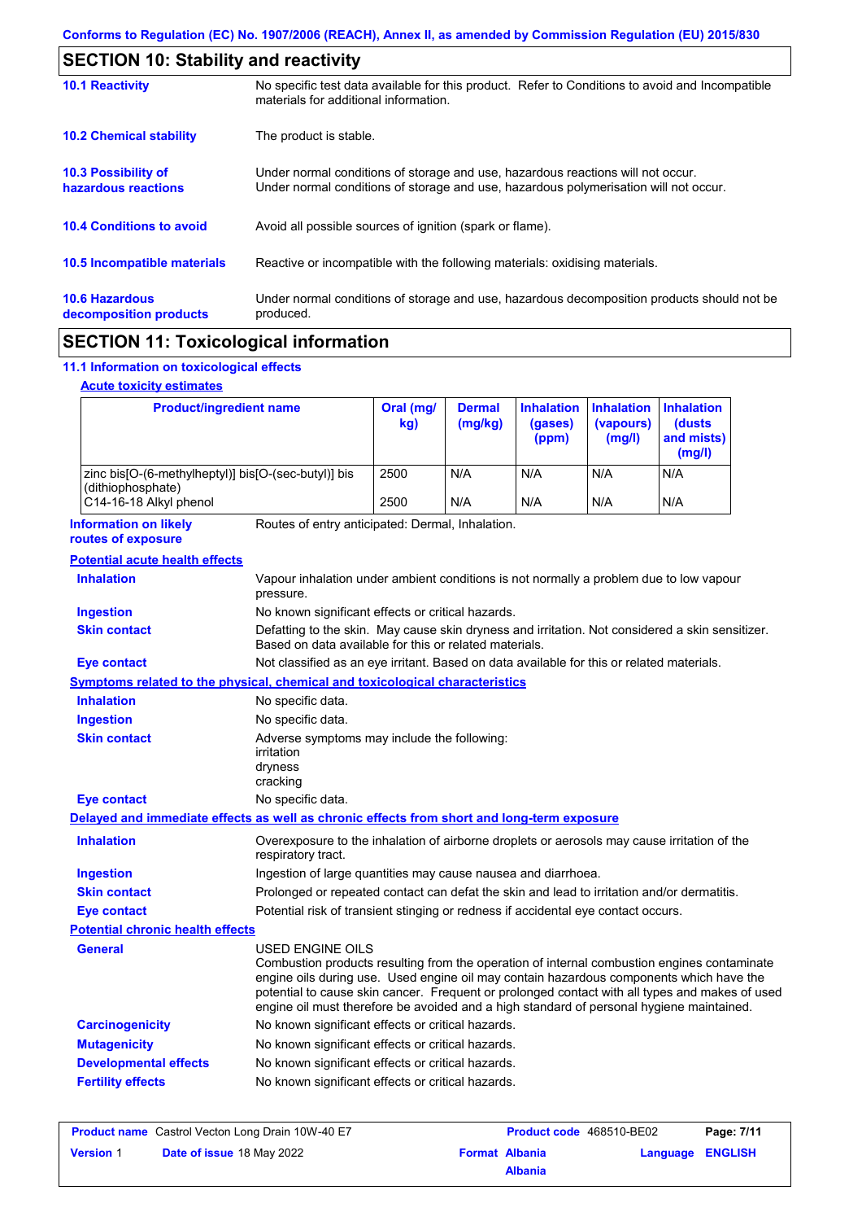## SECTION 10: Stability and reactivity

**10.1 Reactivity**
No specific test data available for this product. Refer to Conditions to avoid and Incompatible materials for additional information.

**10.2 Chemical stability**
The product is stable.

**10.3 Possibility of hazardous reactions**
Under normal conditions of storage and use, hazardous reactions will not occur.
Under normal conditions of storage and use, hazardous polymerisation will not occur.

**10.4 Conditions to avoid**
Avoid all possible sources of ignition (spark or flame).

**10.5 Incompatible materials**
Reactive or incompatible with the following materials: oxidising materials.

**10.6 Hazardous decomposition products**
Under normal conditions of storage and use, hazardous decomposition products should not be produced.

## SECTION 11: Toxicological information

### 11.1 Information on toxicological effects

**Acute toxicity estimates**

| Product/ingredient name | Oral (mg/kg) | Dermal (mg/kg) | Inhalation (gases) (ppm) | Inhalation (vapours) (mg/l) | Inhalation (dusts and mists) (mg/l) |
|---|---|---|---|---|---|
| zinc bis[O-(6-methylheptyl)] bis[O-(sec-butyl)] bis (dithiophosphate) | 2500 | N/A | N/A | N/A | N/A |
| C14-16-18 Alkyl phenol | 2500 | N/A | N/A | N/A | N/A |

**Information on likely routes of exposure**
Routes of entry anticipated: Dermal, Inhalation.

**Potential acute health effects**

**Inhalation**
Vapour inhalation under ambient conditions is not normally a problem due to low vapour pressure.

**Ingestion**
No known significant effects or critical hazards.

**Skin contact**
Defatting to the skin. May cause skin dryness and irritation. Not considered a skin sensitizer. Based on data available for this or related materials.

**Eye contact**
Not classified as an eye irritant. Based on data available for this or related materials.

**Symptoms related to the physical, chemical and toxicological characteristics**

**Inhalation**
No specific data.

**Ingestion**
No specific data.

**Skin contact**
Adverse symptoms may include the following:
irritation
dryness
cracking

**Eye contact**
No specific data.

**Delayed and immediate effects as well as chronic effects from short and long-term exposure**

**Inhalation**
Overexposure to the inhalation of airborne droplets or aerosols may cause irritation of the respiratory tract.

**Ingestion**
Ingestion of large quantities may cause nausea and diarrhoea.

**Skin contact**
Prolonged or repeated contact can defat the skin and lead to irritation and/or dermatitis.

**Eye contact**
Potential risk of transient stinging or redness if accidental eye contact occurs.

**Potential chronic health effects**

**General**
USED ENGINE OILS
Combustion products resulting from the operation of internal combustion engines contaminate engine oils during use. Used engine oil may contain hazardous components which have the potential to cause skin cancer. Frequent or prolonged contact with all types and makes of used engine oil must therefore be avoided and a high standard of personal hygiene maintained.

**Carcinogenicity**
No known significant effects or critical hazards.

**Mutagenicity**
No known significant effects or critical hazards.

**Developmental effects**
No known significant effects or critical hazards.

**Fertility effects**
No known significant effects or critical hazards.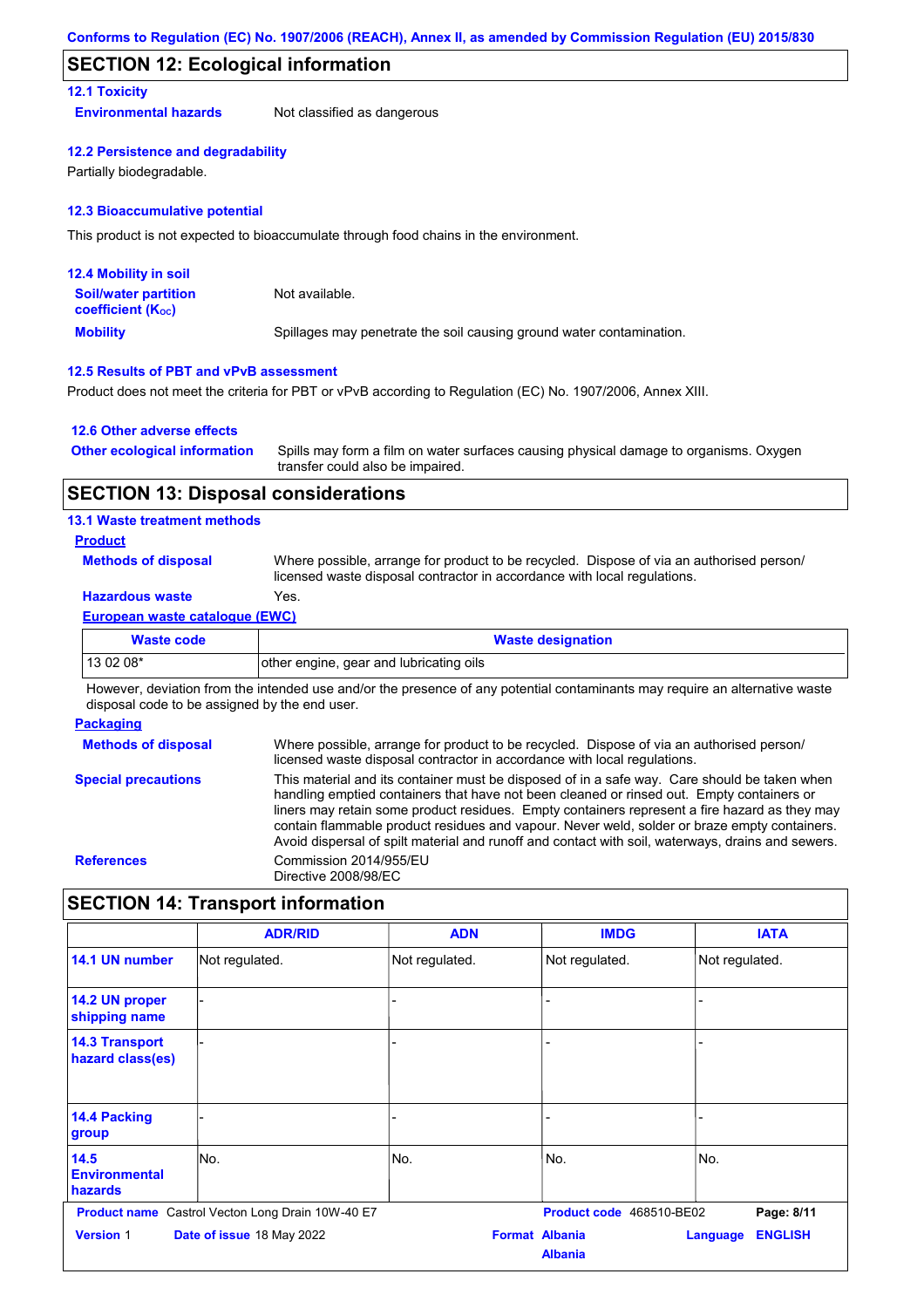## SECTION 12: Ecological information

### 12.1 Toxicity

**Environmental hazards** Not classified as dangerous

### 12.2 Persistence and degradability

Partially biodegradable.

### 12.3 Bioaccumulative potential

This product is not expected to bioaccumulate through food chains in the environment.

### 12.4 Mobility in soil

**Soil/water partition coefficient ($K_{OC}$)** Not available.

**Mobility** Spillages may penetrate the soil causing ground water contamination.

### 12.5 Results of PBT and vPvB assessment

Product does not meet the criteria for PBT or vPvB according to Regulation (EC) No. 1907/2006, Annex XIII.

### 12.6 Other adverse effects

**Other ecological information** Spills may form a film on water surfaces causing physical damage to organisms. Oxygen transfer could also be impaired.

## SECTION 13: Disposal considerations

### 13.1 Waste treatment methods

**Product**

**Methods of disposal** Where possible, arrange for product to be recycled. Dispose of via an authorised person/ licensed waste disposal contractor in accordance with local regulations.

**Hazardous waste** Yes.

**European waste catalogue (EWC)**

| Waste code | Waste designation |
|---|---|
| 13 02 08* | other engine, gear and lubricating oils |

However, deviation from the intended use and/or the presence of any potential contaminants may require an alternative waste disposal code to be assigned by the end user.

**Packaging**

**Methods of disposal** Where possible, arrange for product to be recycled. Dispose of via an authorised person/ licensed waste disposal contractor in accordance with local regulations.

**Special precautions** This material and its container must be disposed of in a safe way. Care should be taken when handling emptied containers that have not been cleaned or rinsed out. Empty containers or liners may retain some product residues. Empty containers represent a fire hazard as they may contain flammable product residues and vapour. Never weld, solder or braze empty containers. Avoid dispersal of spilt material and runoff and contact with soil, waterways, drains and sewers.

**References** Commission 2014/955/EU
Directive 2008/98/EC

## SECTION 14: Transport information

| | ADR/RID | ADN | IMDG | IATA |
|---|---|---|---|---|
| 14.1 UN number | Not regulated. | Not regulated. | Not regulated. | Not regulated. |
| 14.2 UN proper shipping name | - | - | - | - |
| 14.3 Transport hazard class(es) | - | - | - | - |
| 14.4 Packing group | - | - | - | - |
| 14.5 Environmental hazards | No. | No. | No. | No. |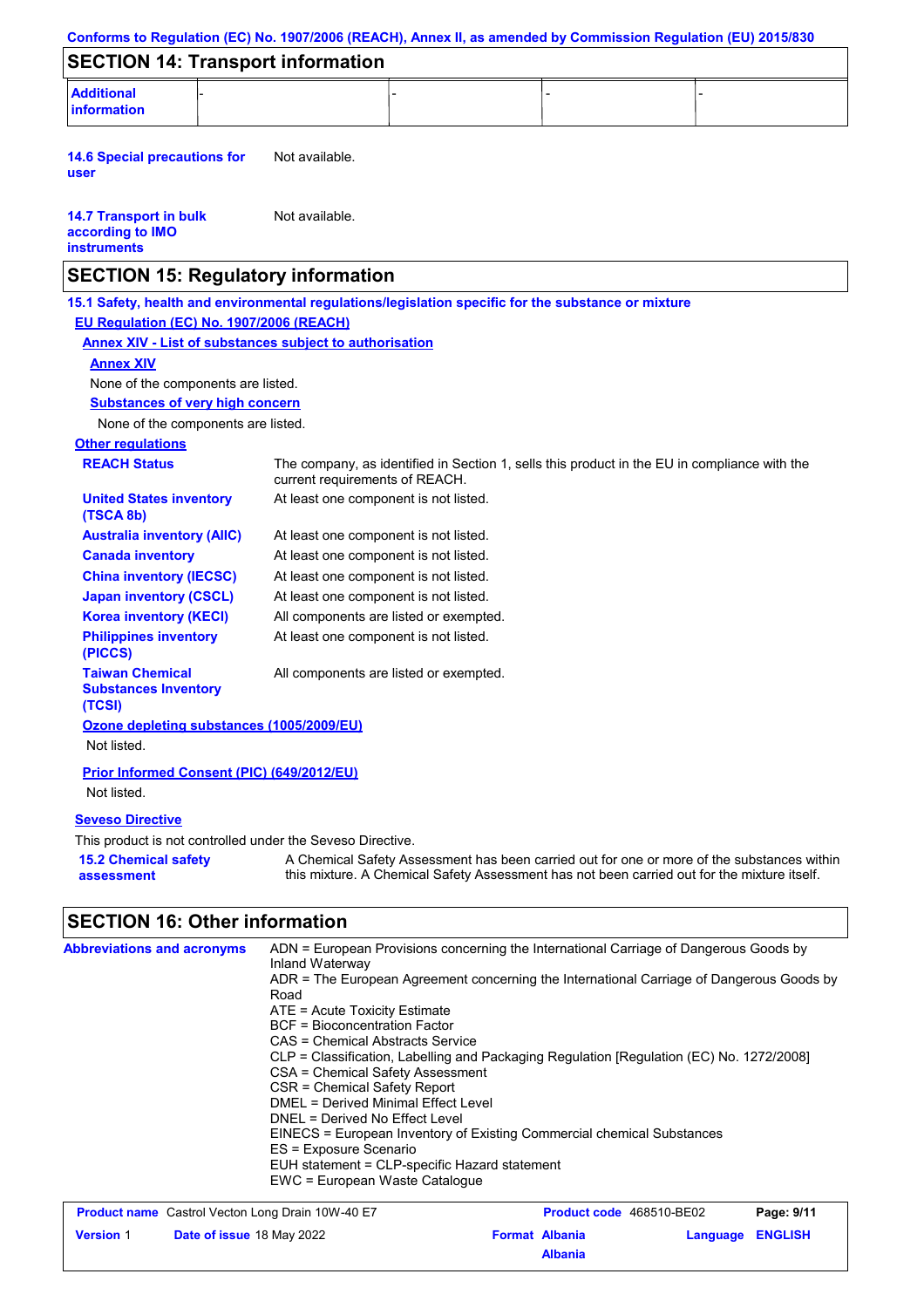## SECTION 14: Transport information

| Additional information | - | - | - | - |
|---|---|---|---|---|

**14.6 Special precautions for user** Not available.

**14.7 Transport in bulk according to IMO instruments** Not available.

## SECTION 15: Regulatory information

**15.1 Safety, health and environmental regulations/legislation specific for the substance or mixture**

**EU Regulation (EC) No. 1907/2006 (REACH)**

**Annex XIV - List of substances subject to authorisation**

**Annex XIV**

None of the components are listed.

**Substances of very high concern**

None of the components are listed.

**Other regulations**

| | |
|---|---|
| **REACH Status** | The company, as identified in Section 1, sells this product in the EU in compliance with the current requirements of REACH. |
| **United States inventory (TSCA 8b)** | At least one component is not listed. |
| **Australia inventory (AIIC)** | At least one component is not listed. |
| **Canada inventory** | At least one component is not listed. |
| **China inventory (IECSC)** | At least one component is not listed. |
| **Japan inventory (CSCL)** | At least one component is not listed. |
| **Korea inventory (KECI)** | All components are listed or exempted. |
| **Philippines inventory (PICCS)** | At least one component is not listed. |
| **Taiwan Chemical Substances Inventory (TCSI)** | All components are listed or exempted. |

**Ozone depleting substances (1005/2009/EU)**

Not listed.

**Prior Informed Consent (PIC) (649/2012/EU)**

Not listed.

**Seveso Directive**

This product is not controlled under the Seveso Directive.

**15.2 Chemical safety assessment** A Chemical Safety Assessment has been carried out for one or more of the substances within this mixture. A Chemical Safety Assessment has not been carried out for the mixture itself.

## SECTION 16: Other information

**Abbreviations and acronyms**

ADN = European Provisions concerning the International Carriage of Dangerous Goods by Inland Waterway
ADR = The European Agreement concerning the International Carriage of Dangerous Goods by Road
ATE = Acute Toxicity Estimate
BCF = Bioconcentration Factor
CAS = Chemical Abstracts Service
CLP = Classification, Labelling and Packaging Regulation [Regulation (EC) No. 1272/2008]
CSA = Chemical Safety Assessment
CSR = Chemical Safety Report
DMEL = Derived Minimal Effect Level
DNEL = Derived No Effect Level
EINECS = European Inventory of Existing Commercial chemical Substances
ES = Exposure Scenario
EUH statement = CLP-specific Hazard statement
EWC = European Waste Catalogue

| **Product name** Castrol Vecton Long Drain 10W-40 E7 | **Product code** 468510-BE02 | |
|---|---|---|
| **Version** 1 **Date of issue** 18 May 2022 | **Format** Albania Albania | **Language** ENGLISH |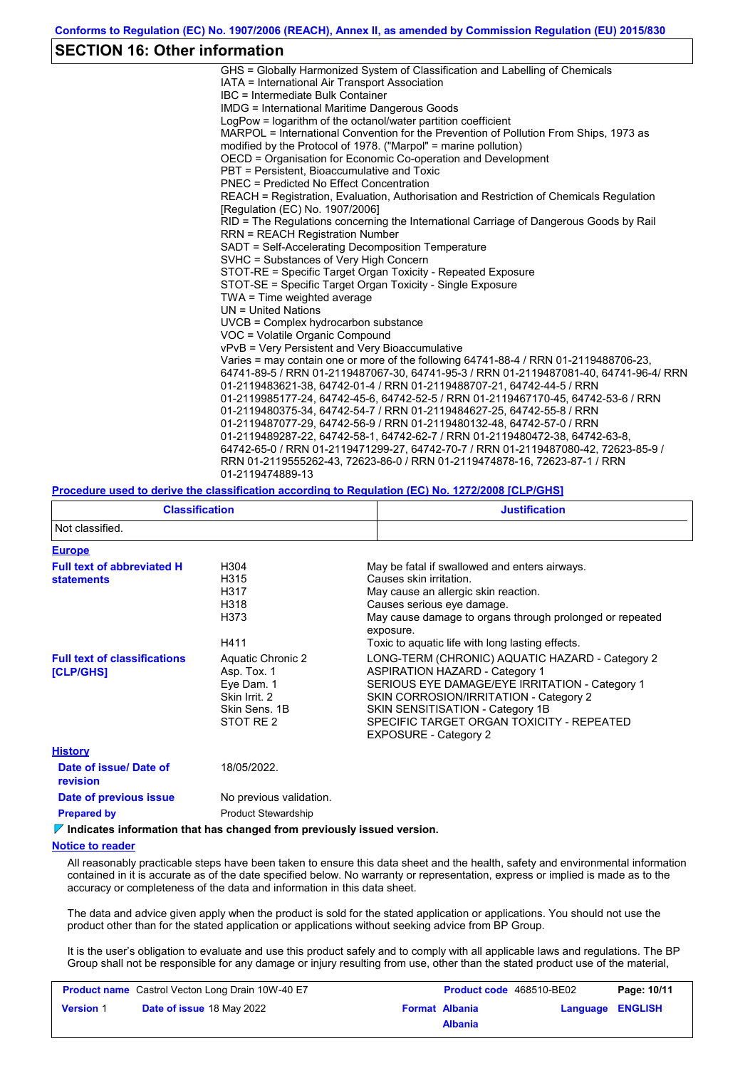## SECTION 16: Other information

GHS = Globally Harmonized System of Classification and Labelling of Chemicals
IATA = International Air Transport Association
IBC = Intermediate Bulk Container
IMDG = International Maritime Dangerous Goods
LogPow = logarithm of the octanol/water partition coefficient
MARPOL = International Convention for the Prevention of Pollution From Ships, 1973 as modified by the Protocol of 1978. ("Marpol" = marine pollution)
OECD = Organisation for Economic Co-operation and Development
PBT = Persistent, Bioaccumulative and Toxic
PNEC = Predicted No Effect Concentration
REACH = Registration, Evaluation, Authorisation and Restriction of Chemicals Regulation [Regulation (EC) No. 1907/2006]
RID = The Regulations concerning the International Carriage of Dangerous Goods by Rail
RRN = REACH Registration Number
SADT = Self-Accelerating Decomposition Temperature
SVHC = Substances of Very High Concern
STOT-RE = Specific Target Organ Toxicity - Repeated Exposure
STOT-SE = Specific Target Organ Toxicity - Single Exposure
TWA = Time weighted average
UN = United Nations
UVCB = Complex hydrocarbon substance
VOC = Volatile Organic Compound
vPvB = Very Persistent and Very Bioaccumulative
Varies = may contain one or more of the following 64741-88-4 / RRN 01-2119488706-23, 64741-89-5 / RRN 01-2119487067-30, 64741-95-3 / RRN 01-2119487081-40, 64741-96-4/ RRN 01-2119483621-38, 64742-01-4 / RRN 01-2119488707-21, 64742-44-5 / RRN 01-2119985177-24, 64742-45-6, 64742-52-5 / RRN 01-2119467170-45, 64742-53-6 / RRN 01-2119480375-34, 64742-54-7 / RRN 01-2119484627-25, 64742-55-8 / RRN 01-2119487077-29, 64742-56-9 / RRN 01-2119480132-48, 64742-57-0 / RRN 01-2119489287-22, 64742-58-1, 64742-62-7 / RRN 01-2119480472-38, 64742-63-8, 64742-65-0 / RRN 01-2119471299-27, 64742-70-7 / RRN 01-2119487080-42, 72623-85-9 / RRN 01-2119555262-43, 72623-86-0 / RRN 01-2119474878-16, 72623-87-1 / RRN 01-2119474889-13

**Procedure used to derive the classification according to Regulation (EC) No. 1272/2008 [CLP/GHS]**

| Classification | Justification |
|---|---|
| Not classified. | |

**Europe**

**Full text of abbreviated H statements**

| | |
|---|---|
| H304 | May be fatal if swallowed and enters airways. |
| H315 | Causes skin irritation. |
| H317 | May cause an allergic skin reaction. |
| H318 | Causes serious eye damage. |
| H373 | May cause damage to organs through prolonged or repeated exposure. |
| H411 | Toxic to aquatic life with long lasting effects. |

**Full text of classifications [CLP/GHS]**

| | |
|---|---|
| Aquatic Chronic 2 | LONG-TERM (CHRONIC) AQUATIC HAZARD - Category 2 |
| Asp. Tox. 1 | ASPIRATION HAZARD - Category 1 |
| Eye Dam. 1 | SERIOUS EYE DAMAGE/EYE IRRITATION - Category 1 |
| Skin Irrit. 2 | SKIN CORROSION/IRRITATION - Category 2 |
| Skin Sens. 1B | SKIN SENSITISATION - Category 1B |
| STOT RE 2 | SPECIFIC TARGET ORGAN TOXICITY - REPEATED EXPOSURE - Category 2 |

**History**

**Date of issue/ Date of revision:** 18/05/2022.

**Date of previous issue:** No previous validation.

**Prepared by:** Product Stewardship

▼ **Indicates information that has changed from previously issued version.**

**Notice to reader**

All reasonably practicable steps have been taken to ensure this data sheet and the health, safety and environmental information contained in it is accurate as of the date specified below. No warranty or representation, express or implied is made as to the accuracy or completeness of the data and information in this data sheet.

The data and advice given apply when the product is sold for the stated application or applications. You should not use the product other than for the stated application or applications without seeking advice from BP Group.

It is the user's obligation to evaluate and use this product safely and to comply with all applicable laws and regulations. The BP Group shall not be responsible for any damage or injury resulting from use, other than the stated product use of the material,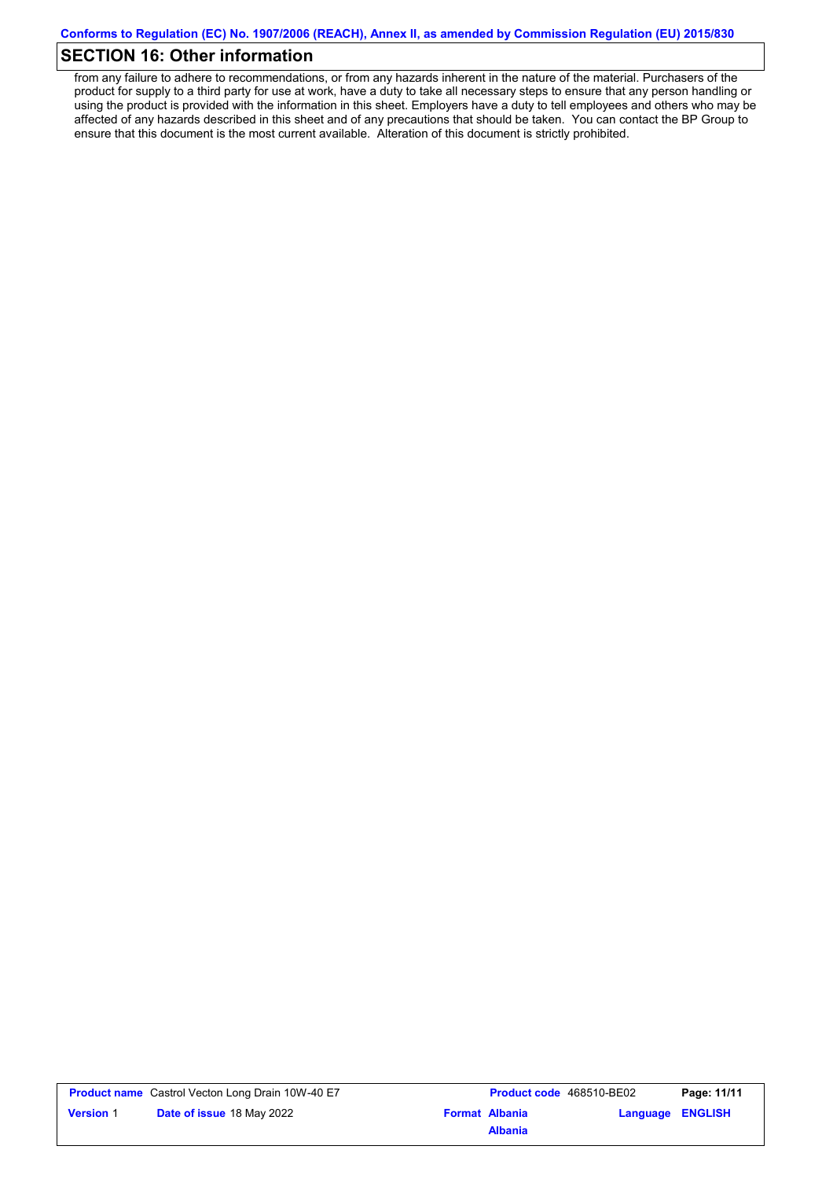## SECTION 16: Other information

from any failure to adhere to recommendations, or from any hazards inherent in the nature of the material. Purchasers of the product for supply to a third party for use at work, have a duty to take all necessary steps to ensure that any person handling or using the product is provided with the information in this sheet. Employers have a duty to tell employees and others who may be affected of any hazards described in this sheet and of any precautions that should be taken. You can contact the BP Group to ensure that this document is the most current available. Alteration of this document is strictly prohibited.